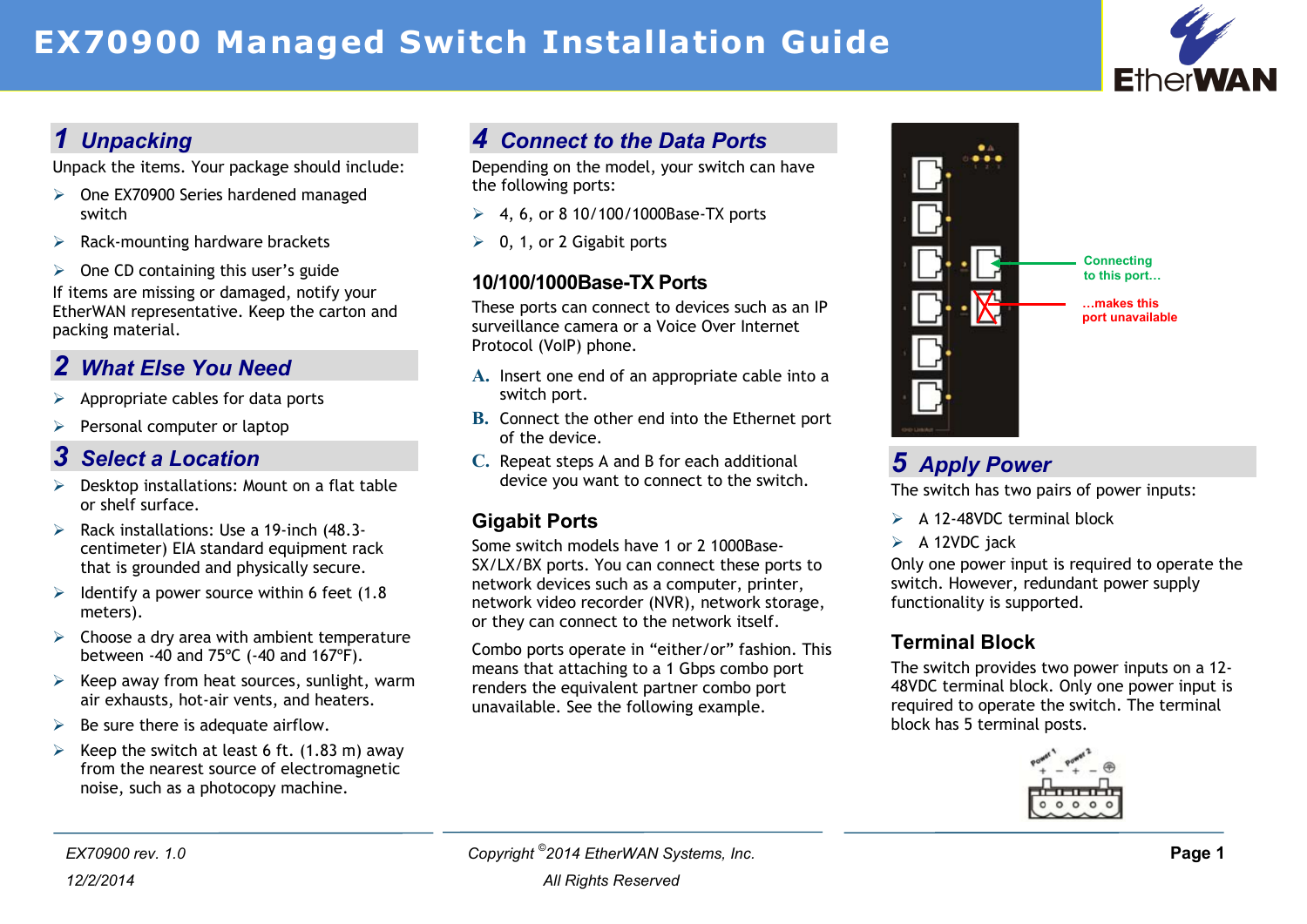# EX70900 Managed Switch Installation Guide

## 1 Unpacking

Unpack the items. Your package should include:

- One EX70900 Series hardened managed switch
- Rack-mounting hardware brackets
- One CD containing this user's guide

If items are missing or damaged, notify your EtherWAN representative. Keep the carton and packing material.

## 2 What Else You Need

- Appropriate cables for data ports
- Personal computer or laptop

## 3 Select a Location

- Desktop installations: Mount on a flat table or shelf surface.
- Rack installations: Use a 19-inch (48.3-centimeter) EIA standard equipment rack that is grounded and physically secure.
- Identify a power source within 6 feet (1.8 meters).
- Choose a dry area with ambient temperature between -40 and 75ºC (-40 and 167ºF).
- Keep away from heat sources, sunlight, warm air exhausts, hot-air vents, and heaters.
- Be sure there is adequate airflow.
- Keep the switch at least 6 ft. (1.83 m) away from the nearest source of electromagnetic noise, such as a photocopy machine.

## 4 Connect to the Data Ports

Depending on the model, your switch can have the following ports:

- 4, 6, or 8 10/100/1000Base-TX ports
- 0, 1, or 2 Gigabit ports

### 10/100/1000Base-TX Ports

These ports can connect to devices such as an IP surveillance camera or a Voice Over Internet Protocol (VoIP) phone.

**A.** Insert one end of an appropriate cable into a switch port.

**B.** Connect the other end into the Ethernet port of the device.

**C.** Repeat steps A and B for each additional device you want to connect to the switch.

### Gigabit Ports

Some switch models have 1 or 2 1000Base-SX/LX/BX ports. You can connect these ports to network devices such as a computer, printer, network video recorder (NVR), network storage, or they can connect to the network itself.

Combo ports operate in "either/or" fashion. This means that attaching to a 1 Gbps combo port renders the equivalent partner combo port unavailable. See the following example.

Connecting to this port…

…makes this port unavailable

## 5 Apply Power

The switch has two pairs of power inputs:

- A 12-48VDC terminal block
- A 12VDC jack

Only one power input is required to operate the switch. However, redundant power supply functionality is supported.

### Terminal Block

The switch provides two power inputs on a 12-48VDC terminal block. Only one power input is required to operate the switch. The terminal block has 5 terminal posts.

EX70900 rev. 1.0

12/2/2014

Copyright ©2014 EtherWAN Systems, Inc.

All Rights Reserved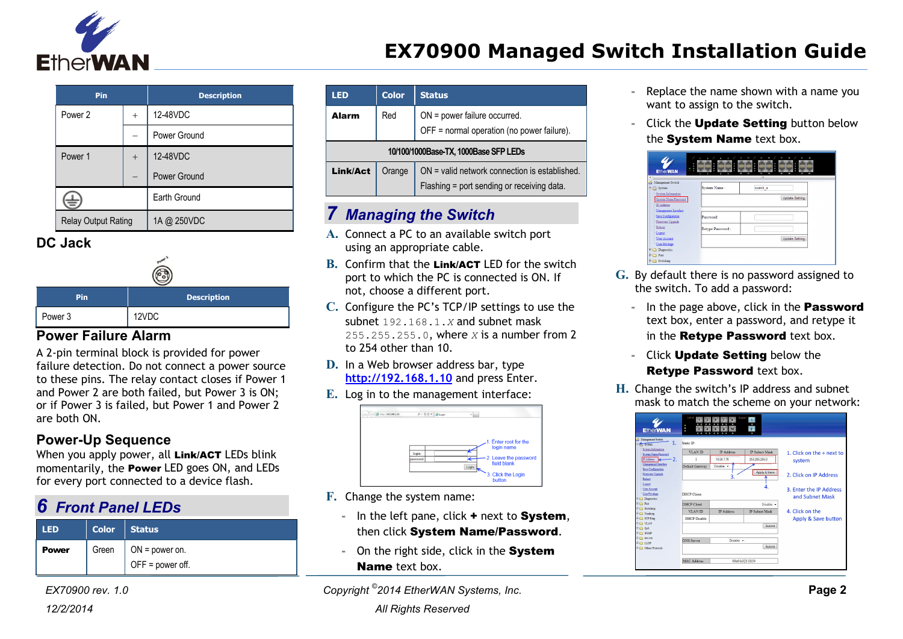| Pin | | Description |
|---|---|---|
| Power 2 | + | 12-48VDC |
| | – | Power Ground |
| Power 1 | + | 12-48VDC |
| | – | Power Ground |
| ⏚ | | Earth Ground |
| Relay Output Rating | | 1A @ 250VDC |

## DC Jack

| Pin | Description |
|---|---|
| Power 3 | 12VDC |

## Power Failure Alarm

A 2-pin terminal block is provided for power failure detection. Do not connect a power source to these pins. The relay contact closes if Power 1 and Power 2 are both failed, but Power 3 is ON; or if Power 3 is failed, but Power 1 and Power 2 are both ON.

## Power-Up Sequence

When you apply power, all **Link/ACT** LEDs blink momentarily, the **Power** LED goes ON, and LEDs for every port connected to a device flash.

# 6 Front Panel LEDs

| LED | Color | Status |
|---|---|---|
| **Power** | Green | ON = power on.<br>OFF = power off. |
| **Alarm** | Red | ON = power failure occurred.<br>OFF = normal operation (no power failure). |
| **10/100/1000Base-TX, 1000Base SFP LEDs** | | |
| **Link/Act** | Orange | ON = valid network connection is established.<br>Flashing = port sending or receiving data. |

# 7 Managing the Switch

**A.** Connect a PC to an available switch port using an appropriate cable.

**B.** Confirm that the **Link/ACT** LED for the switch port to which the PC is connected is ON. If not, choose a different port.

**C.** Configure the PC's TCP/IP settings to use the subnet `192.168.1.x` and subnet mask `255.255.255.0`, where *x* is a number from 2 to 254 other than 10.

**D.** In a Web browser address bar, type http://192.168.1.10 and press Enter.

**E.** Log in to the management interface:

1. Enter root for the login name
2. Leave the password field blank
3. Click the Login button

**F.** Change the system name:

- In the left pane, click **+** next to **System**, then click **System Name/Password**.
- On the right side, click in the **System Name** text box.
- Replace the name shown with a name you want to assign to the switch.
- Click the **Update Setting** button below the **System Name** text box.

**G.** By default there is no password assigned to the switch. To add a password:

- In the page above, click in the **Password** text box, enter a password, and retype it in the **Retype Password** text box.
- Click **Update Setting** below the **Retype Password** text box.

**H.** Change the switch's IP address and subnet mask to match the scheme on your network:

1. Click on the + next to system
2. Click on IP Address
3. Enter the IP Address and Subnet Mask
4. Click on the Apply & Save button

EX70900 rev. 1.0

12/2/2014

Copyright ©2014 EtherWAN Systems, Inc.

All Rights Reserved